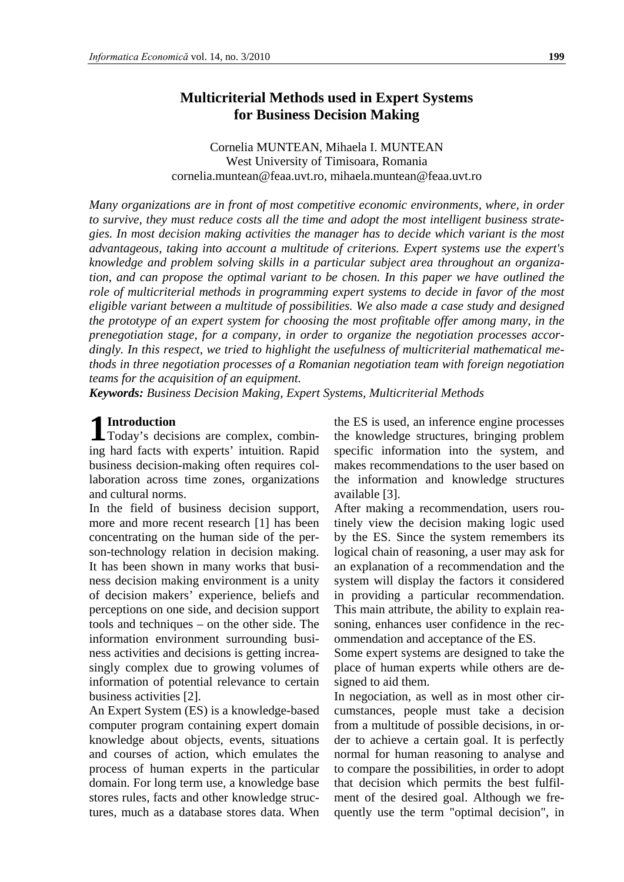# Multicriterial Methods used in Expert Systems for Business Decision Making

Cornelia MUNTEAN, Mihaela I. MUNTEAN
West University of Timisoara, Romania
cornelia.muntean@feaa.uvt.ro, mihaela.muntean@feaa.uvt.ro

*Many organizations are in front of most competitive economic environments, where, in order to survive, they must reduce costs all the time and adopt the most intelligent business strategies. In most decision making activities the manager has to decide which variant is the most advantageous, taking into account a multitude of criterions. Expert systems use the expert's knowledge and problem solving skills in a particular subject area throughout an organization, and can propose the optimal variant to be chosen. In this paper we have outlined the role of multicriterial methods in programming expert systems to decide in favor of the most eligible variant between a multitude of possibilities. We also made a case study and designed the prototype of an expert system for choosing the most profitable offer among many, in the prenegotiation stage, for a company, in order to organize the negotiation processes accordingly. In this respect, we tried to highlight the usefulness of multicriterial mathematical methods in three negotiation processes of a Romanian negotiation team with foreign negotiation teams for the acquisition of an equipment.*

***Keywords:*** *Business Decision Making, Expert Systems, Multicriterial Methods*

## 1 Introduction

Today's decisions are complex, combining hard facts with experts' intuition. Rapid business decision-making often requires collaboration across time zones, organizations and cultural norms.

In the field of business decision support, more and more recent research [1] has been concentrating on the human side of the person-technology relation in decision making. It has been shown in many works that business decision making environment is a unity of decision makers' experience, beliefs and perceptions on one side, and decision support tools and techniques – on the other side. The information environment surrounding business activities and decisions is getting increasingly complex due to growing volumes of information of potential relevance to certain business activities [2].

An Expert System (ES) is a knowledge-based computer program containing expert domain knowledge about objects, events, situations and courses of action, which emulates the process of human experts in the particular domain. For long term use, a knowledge base stores rules, facts and other knowledge structures, much as a database stores data. When the ES is used, an inference engine processes the knowledge structures, bringing problem specific information into the system, and makes recommendations to the user based on the information and knowledge structures available [3].

After making a recommendation, users routinely view the decision making logic used by the ES. Since the system remembers its logical chain of reasoning, a user may ask for an explanation of a recommendation and the system will display the factors it considered in providing a particular recommendation. This main attribute, the ability to explain reasoning, enhances user confidence in the recommendation and acceptance of the ES.

Some expert systems are designed to take the place of human experts while others are designed to aid them.

In negociation, as well as in most other circumstances, people must take a decision from a multitude of possible decisions, in order to achieve a certain goal. It is perfectly normal for human reasoning to analyse and to compare the possibilities, in order to adopt that decision which permits the best fulfilment of the desired goal. Although we frequently use the term "optimal decision", in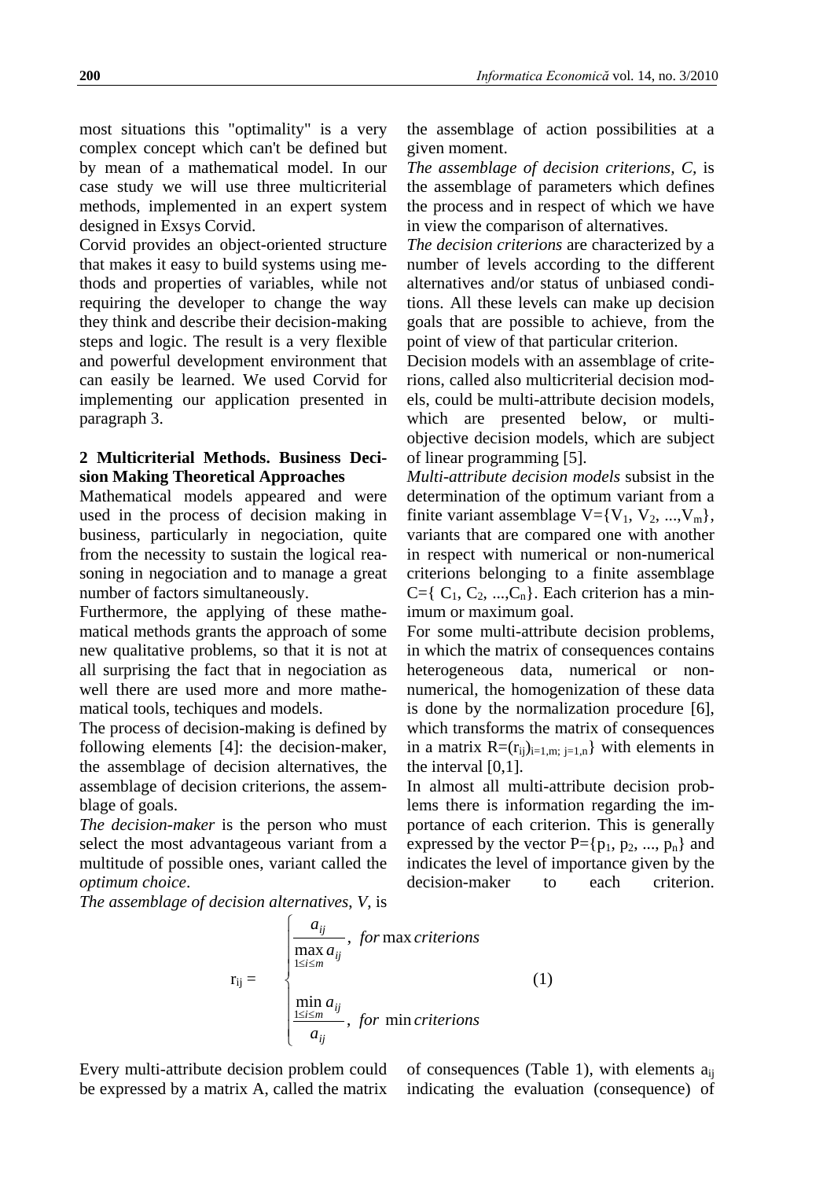most situations this "optimality" is a very complex concept which can't be defined but by mean of a mathematical model. In our case study we will use three multicriterial methods, implemented in an expert system designed in Exsys Corvid.

Corvid provides an object-oriented structure that makes it easy to build systems using methods and properties of variables, while not requiring the developer to change the way they think and describe their decision-making steps and logic. The result is a very flexible and powerful development environment that can easily be learned. We used Corvid for implementing our application presented in paragraph 3.

## 2 Multicriterial Methods. Business Decision Making Theoretical Approaches

Mathematical models appeared and were used in the process of decision making in business, particularly in negociation, quite from the necessity to sustain the logical reasoning in negociation and to manage a great number of factors simultaneously.

Furthermore, the applying of these mathematical methods grants the approach of some new qualitative problems, so that it is not at all surprising the fact that in negociation as well there are used more and more mathematical tools, techiques and models.

The process of decision-making is defined by following elements [4]: the decision-maker, the assemblage of decision alternatives, the assemblage of decision criterions, the assemblage of goals.

*The decision-maker* is the person who must select the most advantageous variant from a multitude of possible ones, variant called the *optimum choice*.

*The assemblage of decision alternatives*, *V*, is the assemblage of action possibilities at a given moment.

*The assemblage of decision criterions*, *C*, is the assemblage of parameters which defines the process and in respect of which we have in view the comparison of alternatives.

*The decision criterions* are characterized by a number of levels according to the different alternatives and/or status of unbiased conditions. All these levels can make up decision goals that are possible to achieve, from the point of view of that particular criterion.

Decision models with an assemblage of criterions, called also multicriterial decision models, could be multi-attribute decision models, which are presented below, or multi-objective decision models, which are subject of linear programming [5].

*Multi-attribute decision models* subsist in the determination of the optimum variant from a finite variant assemblage $V=\{V_1, V_2, ...,V_m\}$, variants that are compared one with another in respect with numerical or non-numerical criterions belonging to a finite assemblage $C=\{C_1, C_2, ...,C_n\}$. Each criterion has a minimum or maximum goal.

For some multi-attribute decision problems, in which the matrix of consequences contains heterogeneous data, numerical or non-numerical, the homogenization of these data is done by the normalization procedure [6], which transforms the matrix of consequences in a matrix $R=(r_{ij})_{i=1,m;\ j=1,n}\}$ with elements in the interval [0,1].

In almost all multi-attribute decision problems there is information regarding the importance of each criterion. This is generally expressed by the vector $P=\{p_1, p_2, ..., p_n\}$ and indicates the level of importance given by the decision-maker to each criterion.

$$
r_{ij} = \begin{cases} \dfrac{a_{ij}}{\max\limits_{1 \le i \le m} a_{ij}}, & for \max criterions \\[2ex] \dfrac{\min\limits_{1 \le i \le m} a_{ij}}{a_{ij}}, & for \min criterions \end{cases} \tag{1}
$$

Every multi-attribute decision problem could be expressed by a matrix A, called the matrix of consequences (Table 1), with elements $a_{ij}$ indicating the evaluation (consequence) of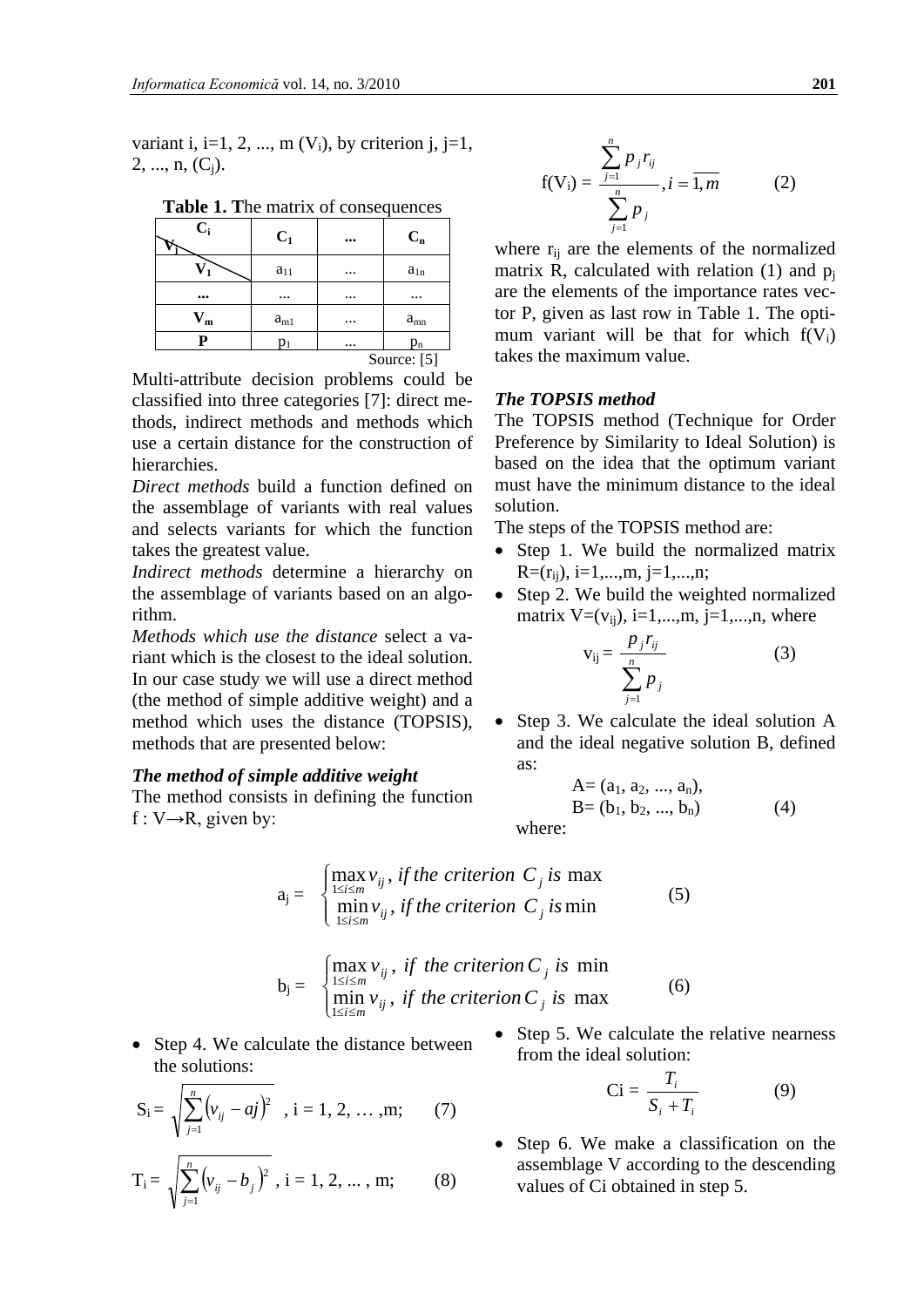variant i, i=1, 2, ..., m ($V_i$), by criterion j, j=1, 2, ..., n, ($C_j$).

**Table 1. T**he matrix of consequences

| $V_j$ \ $C_i$ | $C_1$ | ... | $C_n$ |
|---|---|---|---|
| $V_1$ | $a_{11}$ | ... | $a_{1n}$ |
| ... | ... | ... | ... |
| $V_m$ | $a_{m1}$ | ... | $a_{mn}$ |
| P | $p_1$ | ... | $p_n$ |

Source: [5]

Multi-attribute decision problems could be classified into three categories [7]: direct methods, indirect methods and methods which use a certain distance for the construction of hierarchies.

*Direct methods* build a function defined on the assemblage of variants with real values and selects variants for which the function takes the greatest value.

*Indirect methods* determine a hierarchy on the assemblage of variants based on an algorithm.

*Methods which use the distance* select a variant which is the closest to the ideal solution.

In our case study we will use a direct method (the method of simple additive weight) and a method which uses the distance (TOPSIS), methods that are presented below:

### *The method of simple additive weight*

The method consists in defining the function $f : V \rightarrow R$, given by:

$$f(V_i) = \frac{\sum_{j=1}^{n} p_j r_{ij}}{\sum_{j=1}^{n} p_j}, i = \overline{1, m} \qquad (2)$$

where $r_{ij}$ are the elements of the normalized matrix R, calculated with relation (1) and $p_j$ are the elements of the importance rates vector P, given as last row in Table 1. The optimum variant will be that for which $f(V_i)$ takes the maximum value.

### *The TOPSIS method*

The TOPSIS method (Technique for Order Preference by Similarity to Ideal Solution) is based on the idea that the optimum variant must have the minimum distance to the ideal solution.

The steps of the TOPSIS method are:

- Step 1. We build the normalized matrix $R=(r_{ij})$, i=1,...,m, j=1,...,n;
- Step 2. We build the weighted normalized matrix $V=(v_{ij})$, i=1,...,m, j=1,...,n, where

$$v_{ij} = \frac{p_j r_{ij}}{\sum_{j=1}^{n} p_j} \qquad (3)$$

- Step 3. We calculate the ideal solution A and the ideal negative solution B, defined as:

$$A = (a_1, a_2, ..., a_n), \quad B = (b_1, b_2, ..., b_n) \qquad (4)$$

where:

$$a_j = \begin{cases} \max\limits_{1 \le i \le m} v_{ij}, \text{ if the criterion } C_j \text{ is max} \\ \min\limits_{1 \le i \le m} v_{ij}, \text{ if the criterion } C_j \text{ is min} \end{cases} \qquad (5)$$

$$b_j = \begin{cases} \max\limits_{1 \le i \le m} v_{ij}, \text{ if the criterion } C_j \text{ is min} \\ \min\limits_{1 \le i \le m} v_{ij}, \text{ if the criterion } C_j \text{ is max} \end{cases} \qquad (6)$$

- Step 4. We calculate the distance between the solutions:

$$S_i = \sqrt{\sum_{j=1}^{n} (v_{ij} - aj)^2}, \ i = 1, 2, \dots, m; \qquad (7)$$

$$T_i = \sqrt{\sum_{j=1}^{n} (v_{ij} - b_j)^2}, \ i = 1, 2, \dots, m; \qquad (8)$$

- Step 5. We calculate the relative nearness from the ideal solution:

$$Ci = \frac{T_i}{S_i + T_i} \qquad (9)$$

- Step 6. We make a classification on the assemblage V according to the descending values of Ci obtained in step 5.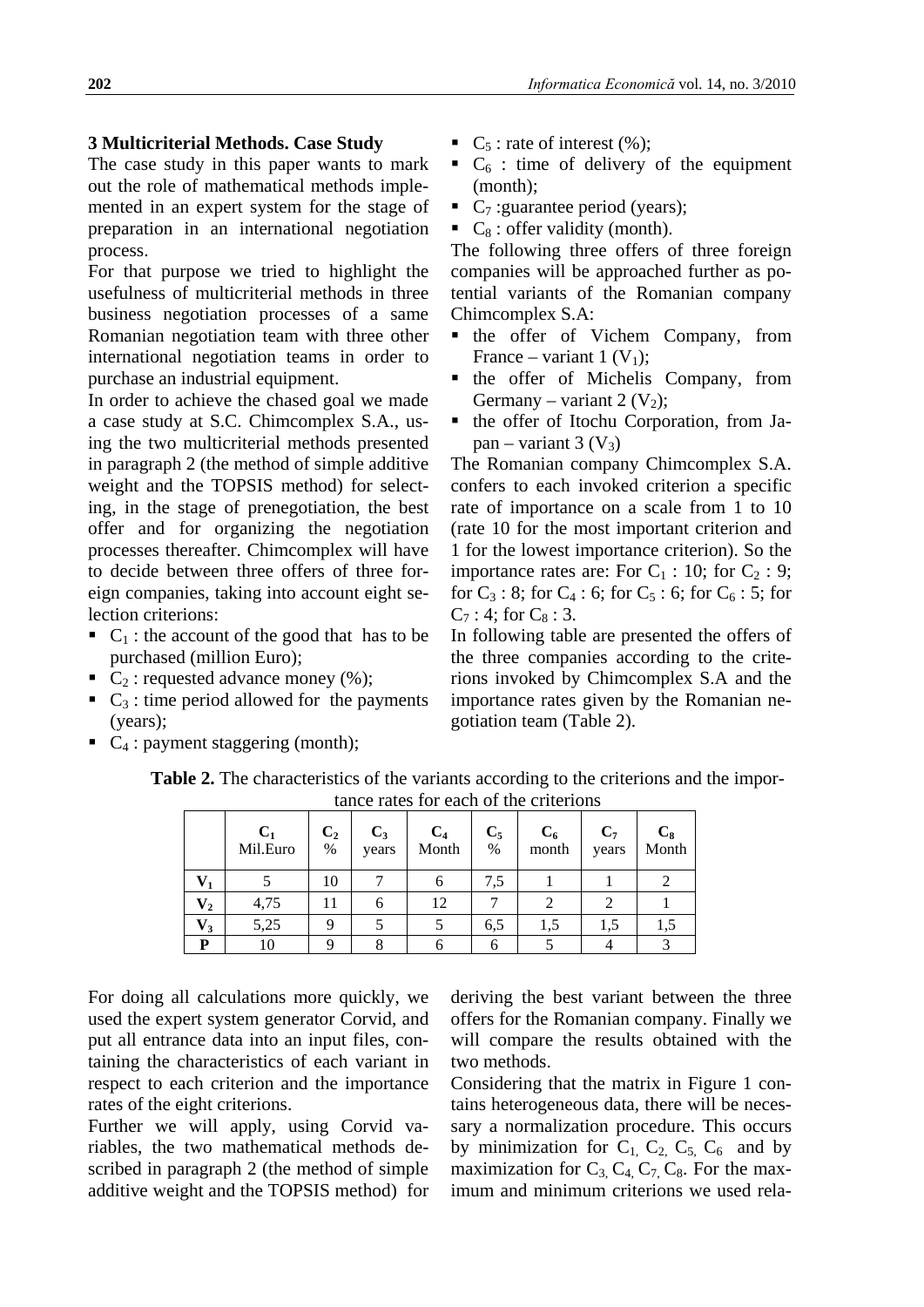### 3 Multicriterial Methods. Case Study

The case study in this paper wants to mark out the role of mathematical methods implemented in an expert system for the stage of preparation in an international negotiation process.

For that purpose we tried to highlight the usefulness of multicriterial methods in three business negotiation processes of a same Romanian negotiation team with three other international negotiation teams in order to purchase an industrial equipment.

In order to achieve the chased goal we made a case study at S.C. Chimcomplex S.A., using the two multicriterial methods presented in paragraph 2 (the method of simple additive weight and the TOPSIS method) for selecting, in the stage of prenegotiation, the best offer and for organizing the negotiation processes thereafter. Chimcomplex will have to decide between three offers of three foreign companies, taking into account eight selection criterions:

- $C_1$ : the account of the good that has to be purchased (million Euro);
- $C_2$ : requested advance money (%);
- $C_3$ : time period allowed for the payments (years);
- $C_4$ : payment staggering (month);
- $C_5$ : rate of interest (%);
- $C_6$ : time of delivery of the equipment (month);
- $C_7$ :guarantee period (years);
- $C_8$ : offer validity (month).

The following three offers of three foreign companies will be approached further as potential variants of the Romanian company Chimcomplex S.A:

- the offer of Vichem Company, from France – variant 1 ($V_1$);
- the offer of Michelis Company, from Germany – variant 2 ($V_2$);
- the offer of Itochu Corporation, from Japan – variant 3 ($V_3$)

The Romanian company Chimcomplex S.A. confers to each invoked criterion a specific rate of importance on a scale from 1 to 10 (rate 10 for the most important criterion and 1 for the lowest importance criterion). So the importance rates are: For $C_1$ : 10; for $C_2$ : 9; for $C_3$ : 8; for $C_4$ : 6; for $C_5$ : 6; for $C_6$ : 5; for $C_7$ : 4; for $C_8$ : 3.

In following table are presented the offers of the three companies according to the criterions invoked by Chimcomplex S.A and the importance rates given by the Romanian negotiation team (Table 2).

**Table 2.** The characteristics of the variants according to the criterions and the importance rates for each of the criterions

| | $C_1$ Mil.Euro | $C_2$ % | $C_3$ years | $C_4$ Month | $C_5$ % | $C_6$ month | $C_7$ years | $C_8$ Month |
|---|---|---|---|---|---|---|---|---|
| $V_1$ | 5 | 10 | 7 | 6 | 7,5 | 1 | 1 | 2 |
| $V_2$ | 4,75 | 11 | 6 | 12 | 7 | 2 | 2 | 1 |
| $V_3$ | 5,25 | 9 | 5 | 5 | 6,5 | 1,5 | 1,5 | 1,5 |
| P | 10 | 9 | 8 | 6 | 6 | 5 | 4 | 3 |

For doing all calculations more quickly, we used the expert system generator Corvid, and put all entrance data into an input files, containing the characteristics of each variant in respect to each criterion and the importance rates of the eight criterions.

Further we will apply, using Corvid variables, the two mathematical methods described in paragraph 2 (the method of simple additive weight and the TOPSIS method) for deriving the best variant between the three offers for the Romanian company. Finally we will compare the results obtained with the two methods.

Considering that the matrix in Figure 1 contains heterogeneous data, there will be necessary a normalization procedure. This occurs by minimization for $C_1$, $C_2$, $C_5$, $C_6$ and by maximization for $C_3$, $C_4$, $C_7$, $C_8$. For the maximum and minimum criterions we used rela-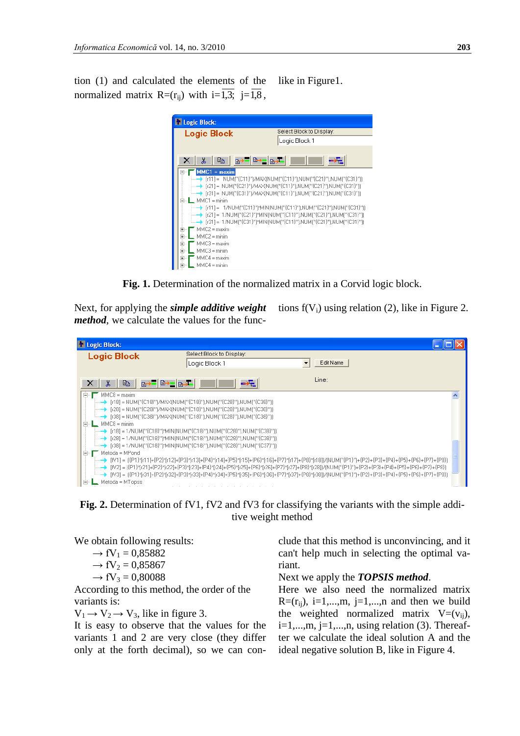tion (1) and calculated the elements of the normalized matrix $R=(r_{ij})$ with $i=\overline{1,3};\ j=\overline{1,8}$, like in Figure1.

**Fig. 1.** Determination of the normalized matrix in a Corvid logic block.

Next, for applying the ***simple additive weight method***, we calculate the values for the functions $f(V_i)$ using relation (2), like in Figure 2.

**Fig. 2.** Determination of fV1, fV2 and fV3 for classifying the variants with the simple additive weight method

We obtain following results:

→ $fV_1 = 0{,}85882$

→ $fV_2 = 0{,}85867$

→ $fV_3 = 0{,}80088$

According to this method, the order of the variants is:

$V_1 \rightarrow V_2 \rightarrow V_3$, like in figure 3.

It is easy to observe that the values for the variants 1 and 2 are very close (they differ only at the forth decimal), so we can conclude that this method is unconvincing, and it can't help much in selecting the optimal variant.

Next we apply the ***TOPSIS method***.

Here we also need the normalized matrix $R=(r_{ij})$, $i=1,...,m$, $j=1,...,n$ and then we build the weighted normalized matrix $V=(v_{ij})$, $i=1,...,m$, $j=1,...,n$, using relation (3). Thereafter we calculate the ideal solution A and the ideal negative solution B, like in Figure 4.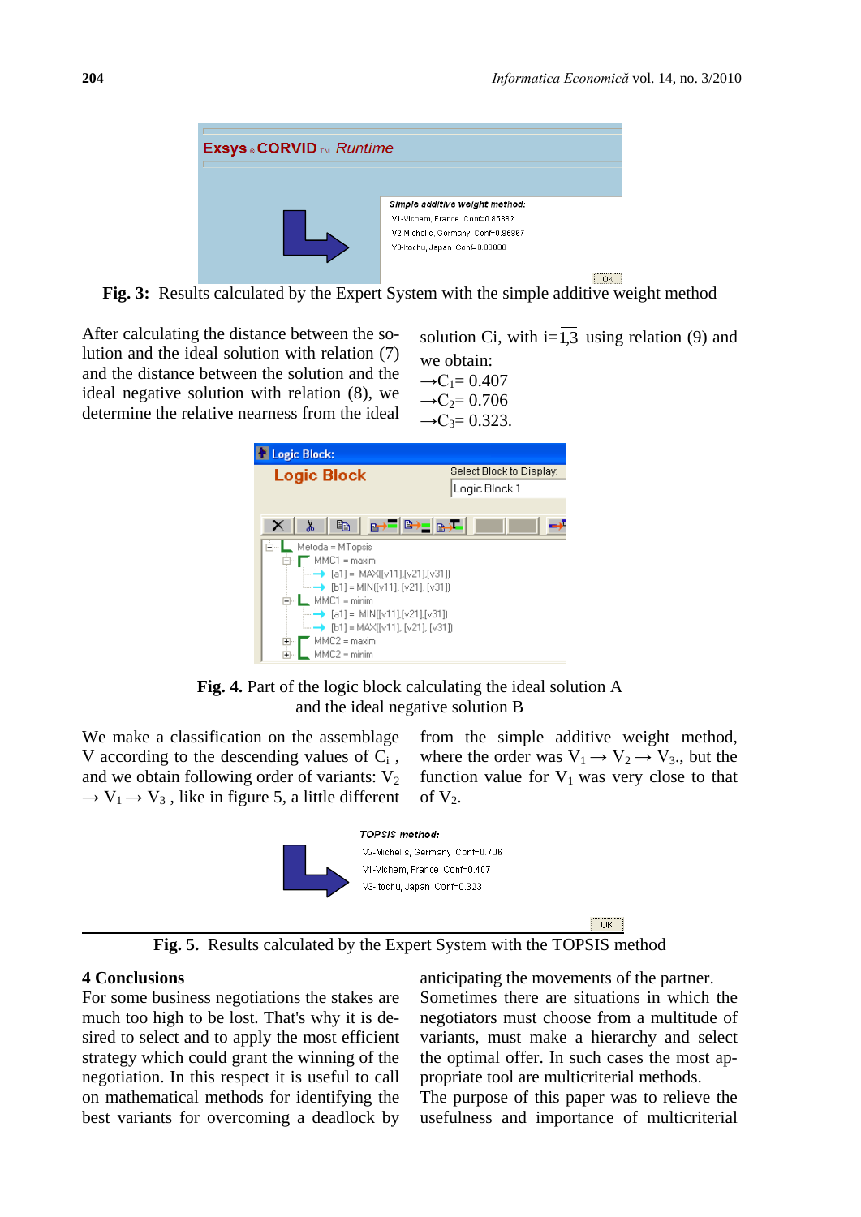**Fig. 3:** Results calculated by the Expert System with the simple additive weight method

After calculating the distance between the solution and the ideal solution with relation (7) and the distance between the solution and the ideal negative solution with relation (8), we determine the relative nearness from the ideal solution Ci, with $i=\overline{1,3}$ using relation (9) and we obtain:

$\rightarrow C_1 = 0.407$

$\rightarrow C_2 = 0.706$

$\rightarrow C_3 = 0.323$.

**Fig. 4.** Part of the logic block calculating the ideal solution A and the ideal negative solution B

We make a classification on the assemblage V according to the descending values of $C_i$, and we obtain following order of variants: $V_2 \rightarrow V_1 \rightarrow V_3$, like in figure 5, a little different from the simple additive weight method, where the order was $V_1 \rightarrow V_2 \rightarrow V_3$., but the function value for $V_1$ was very close to that of $V_2$.

**Fig. 5.** Results calculated by the Expert System with the TOPSIS method

## 4 Conclusions

For some business negotiations the stakes are much too high to be lost. That's why it is desired to select and to apply the most efficient strategy which could grant the winning of the negotiation. In this respect it is useful to call on mathematical methods for identifying the best variants for overcoming a deadlock by anticipating the movements of the partner.

Sometimes there are situations in which the negotiators must choose from a multitude of variants, must make a hierarchy and select the optimal offer. In such cases the most appropriate tool are multicriterial methods.

The purpose of this paper was to relieve the usefulness and importance of multicriterial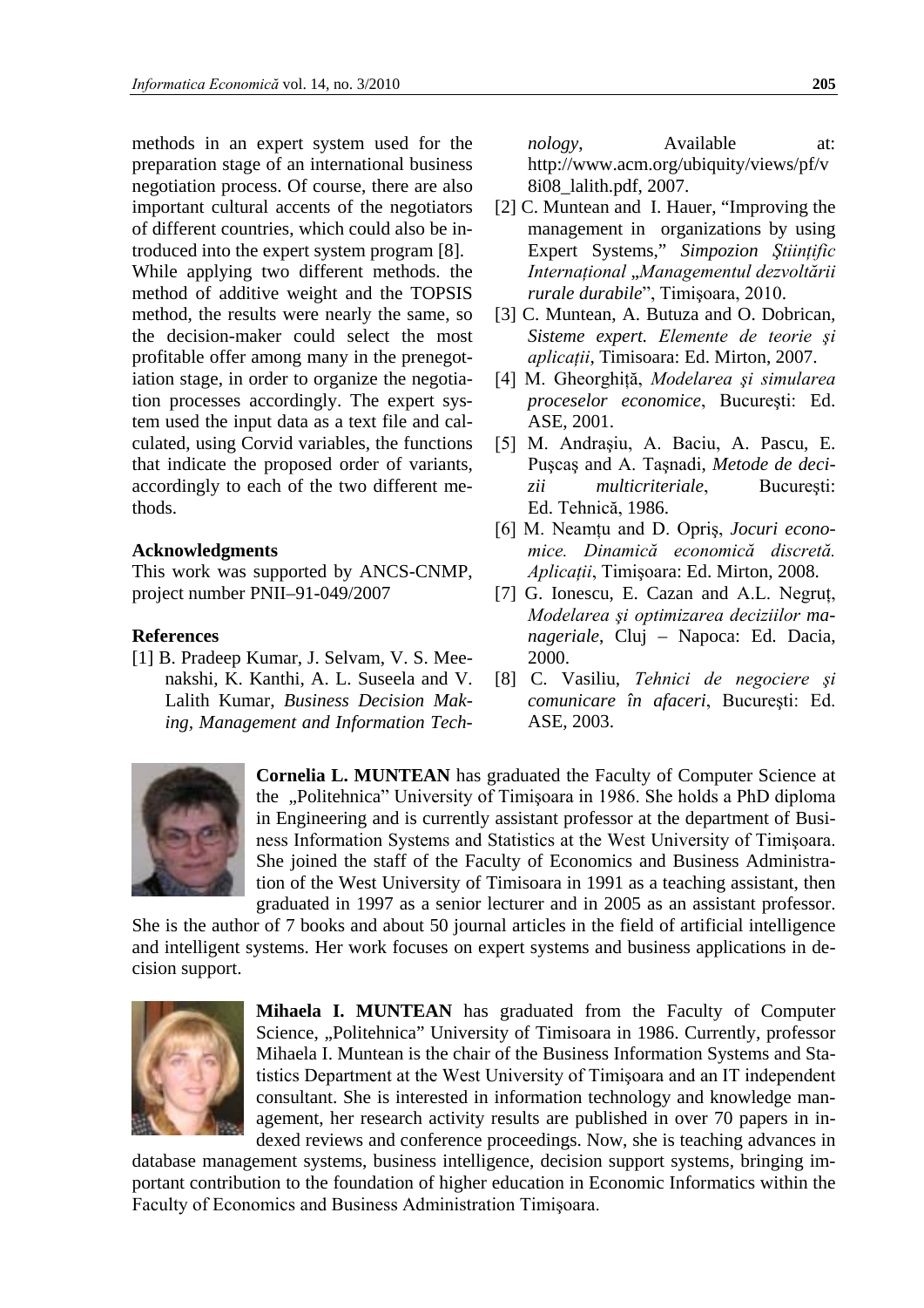methods in an expert system used for the preparation stage of an international business negotiation process. Of course, there are also important cultural accents of the negotiators of different countries, which could also be introduced into the expert system program [8].

While applying two different methods. the method of additive weight and the TOPSIS method, the results were nearly the same, so the decision-maker could select the most profitable offer among many in the prenegotiation stage, in order to organize the negotiation processes accordingly. The expert system used the input data as a text file and calculated, using Corvid variables, the functions that indicate the proposed order of variants, accordingly to each of the two different methods.

## Acknowledgments

This work was supported by ANCS-CNMP, project number PNII–91-049/2007

## References

[1] B. Pradeep Kumar, J. Selvam, V. S. Meenakshi, K. Kanthi, A. L. Suseela and V. Lalith Kumar, *Business Decision Making, Management and Information Technology*, Available at: http://www.acm.org/ubiquity/views/pf/v8i08_lalith.pdf, 2007.

[2] C. Muntean and I. Hauer, "Improving the management in organizations by using Expert Systems," *Simpozion Ştiinţific Internaţional „Managementul dezvoltării rurale durabile*", Timişoara, 2010.

[3] C. Muntean, A. Butuza and O. Dobrican, *Sisteme expert. Elemente de teorie şi aplicaţii*, Timisoara: Ed. Mirton, 2007.

[4] M. Gheorghiţă, *Modelarea şi simularea proceselor economice*, Bucureşti: Ed. ASE, 2001.

[5] M. Andraşiu, A. Baciu, A. Pascu, E. Puşcaş and A. Taşnadi, *Metode de decizii multicriteriale*, Bucureşti: Ed. Tehnică, 1986.

[6] M. Neamţu and D. Opriş, *Jocuri economice. Dinamică economică discretă. Aplicaţii*, Timişoara: Ed. Mirton, 2008.

[7] G. Ionescu, E. Cazan and A.L. Negruţ, *Modelarea şi optimizarea deciziilor manageriale*, Cluj – Napoca: Ed. Dacia, 2000.

[8] C. Vasiliu, *Tehnici de negociere şi comunicare în afaceri*, Bucureşti: Ed. ASE, 2003.

**Cornelia L. MUNTEAN** has graduated the Faculty of Computer Science at the „Politehnica" University of Timişoara in 1986. She holds a PhD diploma in Engineering and is currently assistant professor at the department of Business Information Systems and Statistics at the West University of Timişoara. She joined the staff of the Faculty of Economics and Business Administration of the West University of Timisoara in 1991 as a teaching assistant, then graduated in 1997 as a senior lecturer and in 2005 as an assistant professor. She is the author of 7 books and about 50 journal articles in the field of artificial intelligence and intelligent systems. Her work focuses on expert systems and business applications in decision support.

**Mihaela I. MUNTEAN** has graduated from the Faculty of Computer Science, „Politehnica" University of Timisoara in 1986. Currently, professor Mihaela I. Muntean is the chair of the Business Information Systems and Statistics Department at the West University of Timişoara and an IT independent consultant. She is interested in information technology and knowledge management, her research activity results are published in over 70 papers in indexed reviews and conference proceedings. Now, she is teaching advances in database management systems, business intelligence, decision support systems, bringing important contribution to the foundation of higher education in Economic Informatics within the Faculty of Economics and Business Administration Timişoara.